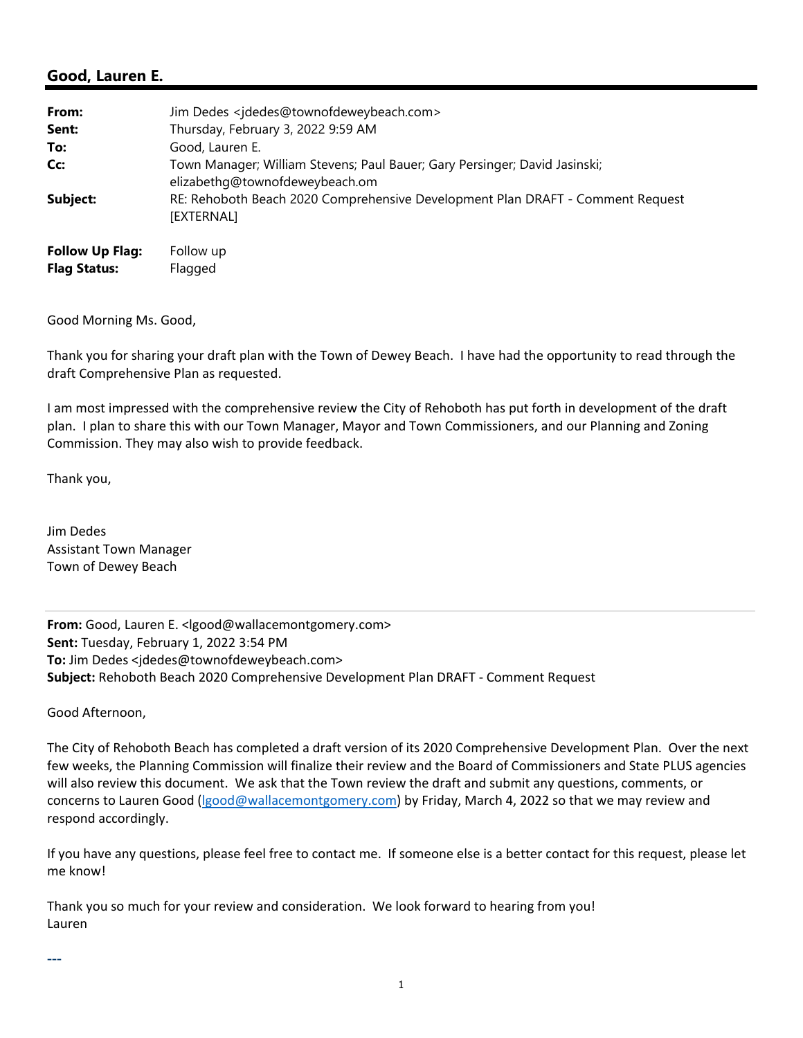## Good, Lauren E.

| | |
|---|---|
| **From:** | Jim Dedes <jdedes@townofdeweybeach.com> |
| **Sent:** | Thursday, February 3, 2022 9:59 AM |
| **To:** | Good, Lauren E. |
| **Cc:** | Town Manager; William Stevens; Paul Bauer; Gary Persinger; David Jasinski; elizabethg@townofdeweybeach.om |
| **Subject:** | RE: Rehoboth Beach 2020 Comprehensive Development Plan DRAFT - Comment Request [EXTERNAL] |
| | |
| **Follow Up Flag:** | Follow up |
| **Flag Status:** | Flagged |

Good Morning Ms. Good,

Thank you for sharing your draft plan with the Town of Dewey Beach. I have had the opportunity to read through the draft Comprehensive Plan as requested.

I am most impressed with the comprehensive review the City of Rehoboth has put forth in development of the draft plan. I plan to share this with our Town Manager, Mayor and Town Commissioners, and our Planning and Zoning Commission. They may also wish to provide feedback.

Thank you,

Jim Dedes
Assistant Town Manager
Town of Dewey Beach

---

**From:** Good, Lauren E. <lgood@wallacemontgomery.com>
**Sent:** Tuesday, February 1, 2022 3:54 PM
**To:** Jim Dedes <jdedes@townofdeweybeach.com>
**Subject:** Rehoboth Beach 2020 Comprehensive Development Plan DRAFT - Comment Request

Good Afternoon,

The City of Rehoboth Beach has completed a draft version of its 2020 Comprehensive Development Plan. Over the next few weeks, the Planning Commission will finalize their review and the Board of Commissioners and State PLUS agencies will also review this document. We ask that the Town review the draft and submit any questions, comments, or concerns to Lauren Good (lgood@wallacemontgomery.com) by Friday, March 4, 2022 so that we may review and respond accordingly.

If you have any questions, please feel free to contact me. If someone else is a better contact for this request, please let me know!

Thank you so much for your review and consideration. We look forward to hearing from you!
Lauren

---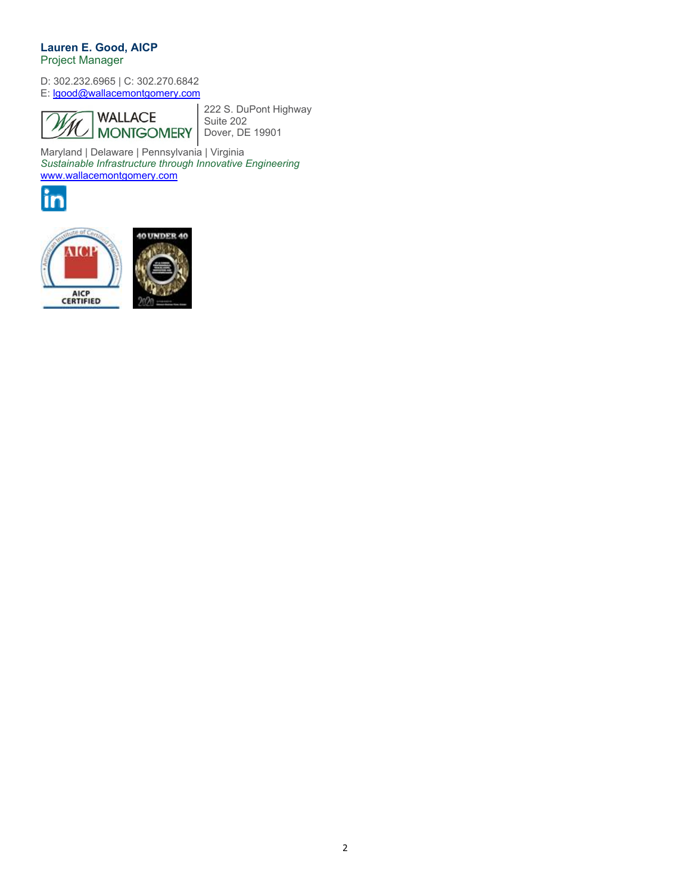**Lauren E. Good, AICP**
Project Manager

D: 302.232.6965 | C: 302.270.6842
E: lgood@wallacemontgomery.com

WALLACE MONTGOMERY

222 S. DuPont Highway
Suite 202
Dover, DE 19901

Maryland | Delaware | Pennsylvania | Virginia
*Sustainable Infrastructure through Innovative Engineering*
www.wallacemontgomery.com